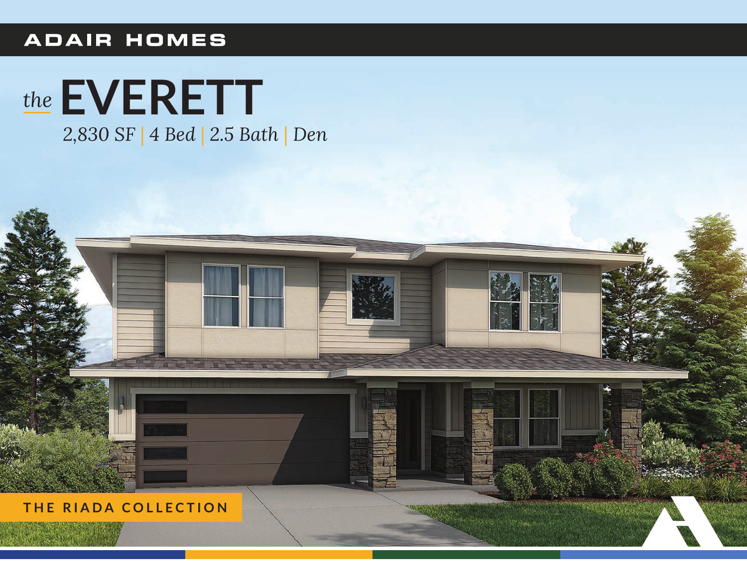**ADAIR HOMES**

# *the* EVERETT

*2,830 SF | 4 Bed | 2.5 Bath | Den*

THE RIADA COLLECTION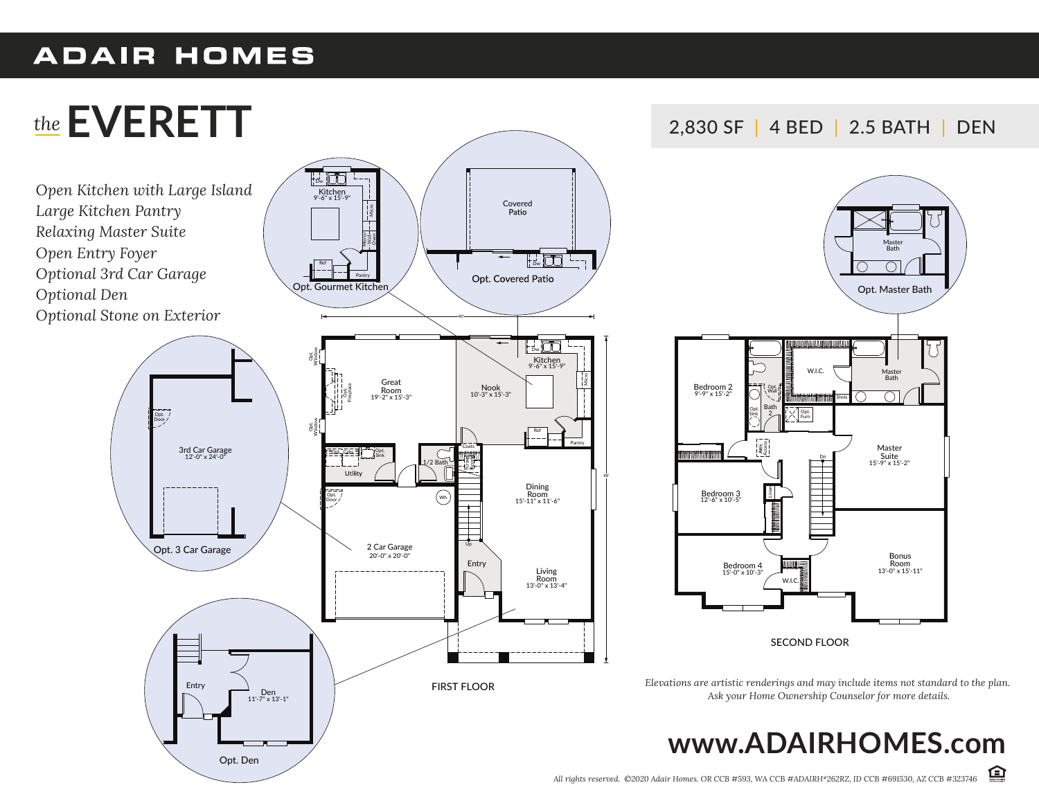# ADAIR HOMES

# *the* EVERETT

2,830 SF | 4 BED | 2.5 BATH | DEN

*Open Kitchen with Large Island*
*Large Kitchen Pantry*
*Relaxing Master Suite*
*Open Entry Foyer*
*Optional 3rd Car Garage*
*Optional Den*
*Optional Stone on Exterior*

Opt. Gourmet Kitchen
Kitchen
9'-6" x 15'-9"

Opt. Covered Patio
Covered Patio

Opt. Master Bath
Master Bath

Opt. 3 Car Garage
3rd Car Garage
12'-0" x 24'-0"

Opt. Den
Den
11'-7" x 13'-1"

FIRST FLOOR

Great Room
19'-2" x 15'-3"

Nook
10'-3" x 15'-3"

Kitchen
9'-6" x 15'-9"

Dining Room
15'-11" x 11'-6"

Living Room
13'-0" x 13'-4"

2 Car Garage
20'-0" x 20'-0"

Utility

1/2 Bath

Entry

SECOND FLOOR

Bedroom 2
9'-9" x 15'-2"

Bedroom 3
12'-6" x 10'-5"

Bedroom 4
15'-0" x 10'-3"

Master Suite
15'-9" x 15'-2"

Master Bath

Bath 2

W.I.C.

Bonus Room
13'-0" x 15'-11"

*Elevations are artistic renderings and may include items not standard to the plan. Ask your Home Ownership Counselor for more details.*

**www.ADAIRHOMES.com**

*All rights reserved. ©2020 Adair Homes. OR CCB #593, WA CCB #ADAIRH*262RZ, ID CCB #691530, AZ CCB #323746*